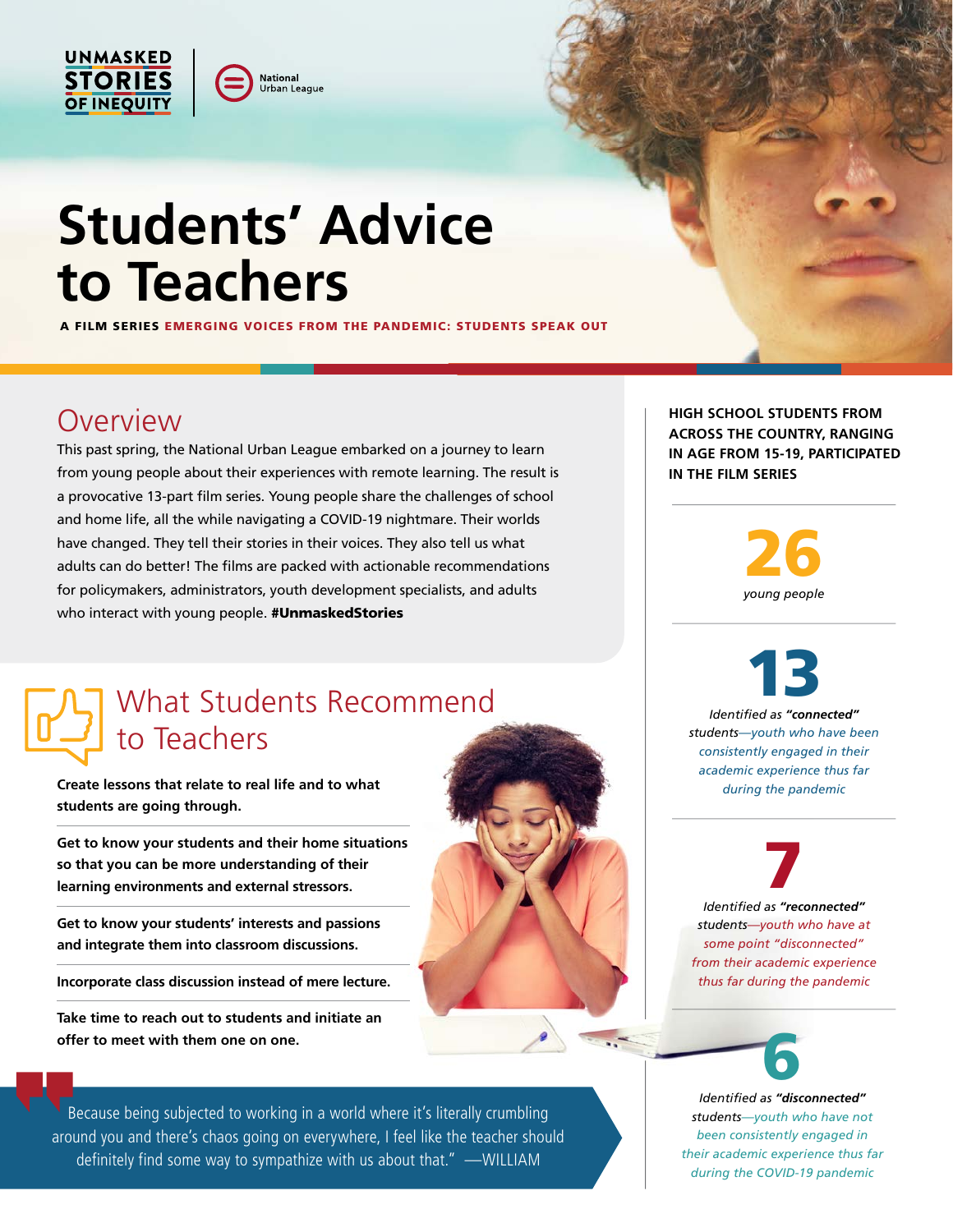UNMASKED STORIES OF INEQUITY

National Urban League

# Students' Advice to Teachers

A FILM SERIES **EMERGING VOICES FROM THE PANDEMIC: STUDENTS SPEAK OUT**

## Overview

This past spring, the National Urban League embarked on a journey to learn from young people about their experiences with remote learning. The result is a provocative 13-part film series. Young people share the challenges of school and home life, all the while navigating a COVID-19 nightmare. Their worlds have changed. They tell their stories in their voices. They also tell us what adults can do better! The films are packed with actionable recommendations for policymakers, administrators, youth development specialists, and adults who interact with young people. **#UnmaskedStories**

## What Students Recommend to Teachers

**Create lessons that relate to real life and to what students are going through.**

**Get to know your students and their home situations so that you can be more understanding of their learning environments and external stressors.**

**Get to know your students' interests and passions and integrate them into classroom discussions.**

**Incorporate class discussion instead of mere lecture.**

**Take time to reach out to students and initiate an offer to meet with them one on one.**

> Because being subjected to working in a world where it's literally crumbling around you and there's chaos going on everywhere, I feel like the teacher should definitely find some way to sympathize with us about that." —WILLIAM

**HIGH SCHOOL STUDENTS FROM ACROSS THE COUNTRY, RANGING IN AGE FROM 15-19, PARTICIPATED IN THE FILM SERIES**

**26**
*young people*

**13**
*Identified as **"connected"** students—youth who have been consistently engaged in their academic experience thus far during the pandemic*

**7**
*Identified as **"reconnected"** students—youth who have at some point "disconnected" from their academic experience thus far during the pandemic*

**6**
*Identified as **"disconnected"** students—youth who have not been consistently engaged in their academic experience thus far during the COVID-19 pandemic*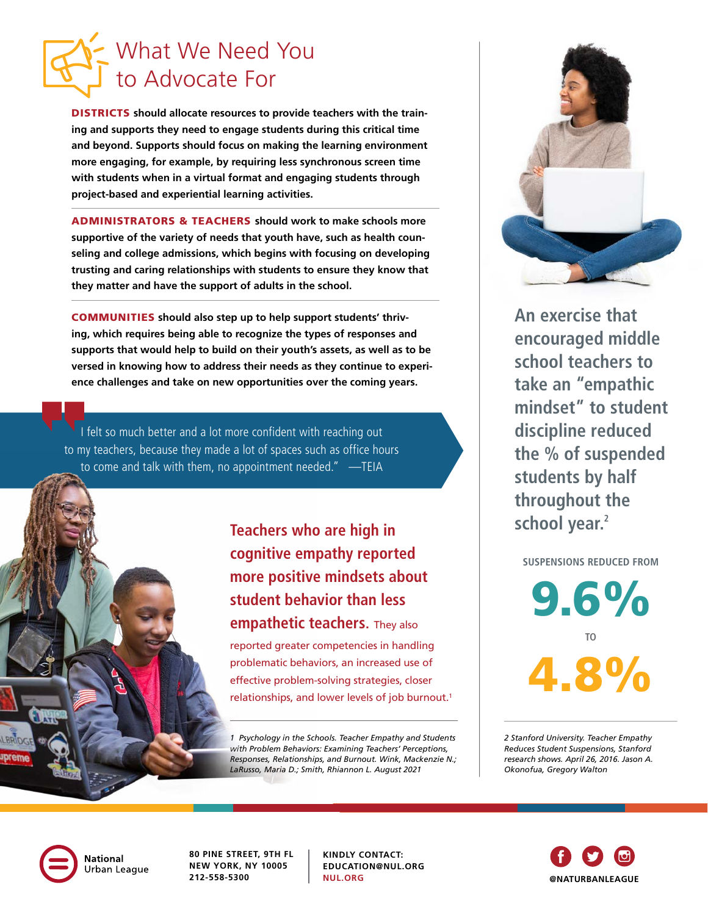# What We Need You to Advocate For

**DISTRICTS should allocate resources to provide teachers with the training and supports they need to engage students during this critical time and beyond. Supports should focus on making the learning environment more engaging, for example, by requiring less synchronous screen time with students when in a virtual format and engaging students through project-based and experiential learning activities.**

**ADMINISTRATORS & TEACHERS should work to make schools more supportive of the variety of needs that youth have, such as health counseling and college admissions, which begins with focusing on developing trusting and caring relationships with students to ensure they know that they matter and have the support of adults in the school.**

**COMMUNITIES should also step up to help support students' thriving, which requires being able to recognize the types of responses and supports that would help to build on their youth's assets, as well as to be versed in knowing how to address their needs as they continue to experience challenges and take on new opportunities over the coming years.**

> I felt so much better and a lot more confident with reaching out to my teachers, because they made a lot of spaces such as office hours to come and talk with them, no appointment needed." —TEIA

**Teachers who are high in cognitive empathy reported more positive mindsets about student behavior than less empathetic teachers.** They also reported greater competencies in handling problematic behaviors, an increased use of effective problem-solving strategies, closer relationships, and lower levels of job burnout.[1]

[1] *Psychology in the Schools. Teacher Empathy and Students with Problem Behaviors: Examining Teachers' Perceptions, Responses, Relationships, and Burnout. Wink, Mackenzie N.; LaRusso, Maria D.; Smith, Rhiannon L. August 2021*

**An exercise that encouraged middle school teachers to take an "empathic mindset" to student discipline reduced the % of suspended students by half throughout the school year.**[2]

SUSPENSIONS REDUCED FROM

**9.6%**

TO

**4.8%**

[2] *Stanford University. Teacher Empathy Reduces Student Suspensions, Stanford research shows. April 26, 2016. Jason A. Okonofua, Gregory Walton*

National Urban League

80 PINE STREET, 9TH FL
NEW YORK, NY 10005
212-558-5300

KINDLY CONTACT:
EDUCATION@NUL.ORG
NUL.ORG

@NATURBANLEAGUE